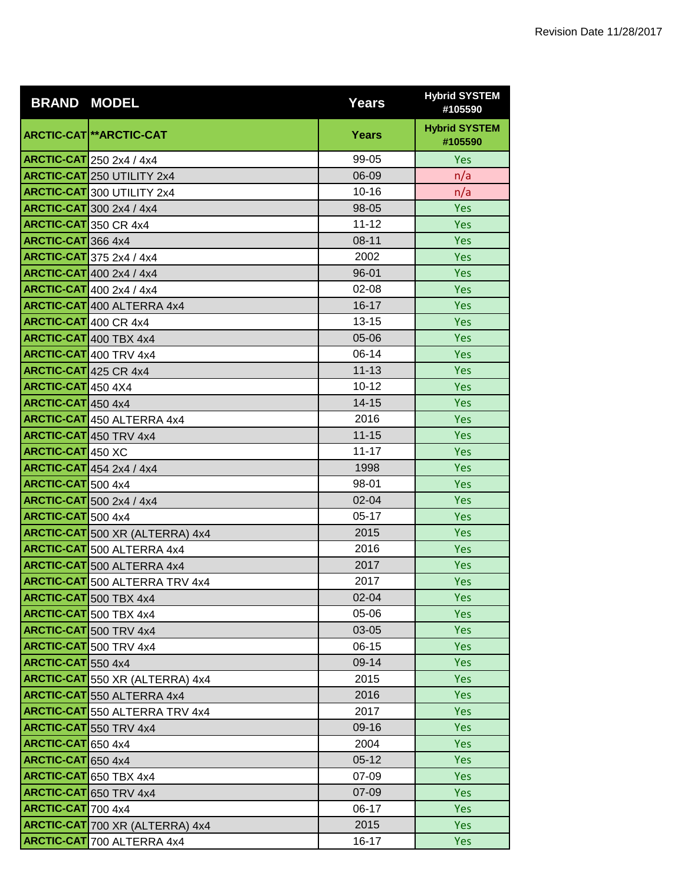Revision Date 11/28/2017

| BRAND | MODEL | Years | Hybrid SYSTEM #105590 |
|---|---|---|---|
| ARCTIC-CAT | **ARCTIC-CAT | Years | Hybrid SYSTEM #105590 |
| ARCTIC-CAT | 250 2x4 / 4x4 | 99-05 | Yes |
| ARCTIC-CAT | 250 UTILITY 2x4 | 06-09 | n/a |
| ARCTIC-CAT | 300 UTILITY 2x4 | 10-16 | n/a |
| ARCTIC-CAT | 300 2x4 / 4x4 | 98-05 | Yes |
| ARCTIC-CAT | 350 CR 4x4 | 11-12 | Yes |
| ARCTIC-CAT | 366 4x4 | 08-11 | Yes |
| ARCTIC-CAT | 375 2x4 / 4x4 | 2002 | Yes |
| ARCTIC-CAT | 400 2x4 / 4x4 | 96-01 | Yes |
| ARCTIC-CAT | 400 2x4 / 4x4 | 02-08 | Yes |
| ARCTIC-CAT | 400 ALTERRA 4x4 | 16-17 | Yes |
| ARCTIC-CAT | 400 CR 4x4 | 13-15 | Yes |
| ARCTIC-CAT | 400 TBX 4x4 | 05-06 | Yes |
| ARCTIC-CAT | 400 TRV 4x4 | 06-14 | Yes |
| ARCTIC-CAT | 425 CR 4x4 | 11-13 | Yes |
| ARCTIC-CAT | 450 4X4 | 10-12 | Yes |
| ARCTIC-CAT | 450 4x4 | 14-15 | Yes |
| ARCTIC-CAT | 450 ALTERRA 4x4 | 2016 | Yes |
| ARCTIC-CAT | 450 TRV 4x4 | 11-15 | Yes |
| ARCTIC-CAT | 450 XC | 11-17 | Yes |
| ARCTIC-CAT | 454 2x4 / 4x4 | 1998 | Yes |
| ARCTIC-CAT | 500 4x4 | 98-01 | Yes |
| ARCTIC-CAT | 500 2x4 / 4x4 | 02-04 | Yes |
| ARCTIC-CAT | 500 4x4 | 05-17 | Yes |
| ARCTIC-CAT | 500 XR (ALTERRA) 4x4 | 2015 | Yes |
| ARCTIC-CAT | 500 ALTERRA 4x4 | 2016 | Yes |
| ARCTIC-CAT | 500 ALTERRA 4x4 | 2017 | Yes |
| ARCTIC-CAT | 500 ALTERRA TRV 4x4 | 2017 | Yes |
| ARCTIC-CAT | 500 TBX 4x4 | 02-04 | Yes |
| ARCTIC-CAT | 500 TBX 4x4 | 05-06 | Yes |
| ARCTIC-CAT | 500 TRV 4x4 | 03-05 | Yes |
| ARCTIC-CAT | 500 TRV 4x4 | 06-15 | Yes |
| ARCTIC-CAT | 550 4x4 | 09-14 | Yes |
| ARCTIC-CAT | 550 XR (ALTERRA) 4x4 | 2015 | Yes |
| ARCTIC-CAT | 550 ALTERRA 4x4 | 2016 | Yes |
| ARCTIC-CAT | 550 ALTERRA TRV 4x4 | 2017 | Yes |
| ARCTIC-CAT | 550 TRV 4x4 | 09-16 | Yes |
| ARCTIC-CAT | 650 4x4 | 2004 | Yes |
| ARCTIC-CAT | 650 4x4 | 05-12 | Yes |
| ARCTIC-CAT | 650 TBX 4x4 | 07-09 | Yes |
| ARCTIC-CAT | 650 TRV 4x4 | 07-09 | Yes |
| ARCTIC-CAT | 700 4x4 | 06-17 | Yes |
| ARCTIC-CAT | 700 XR (ALTERRA) 4x4 | 2015 | Yes |
| ARCTIC-CAT | 700 ALTERRA 4x4 | 16-17 | Yes |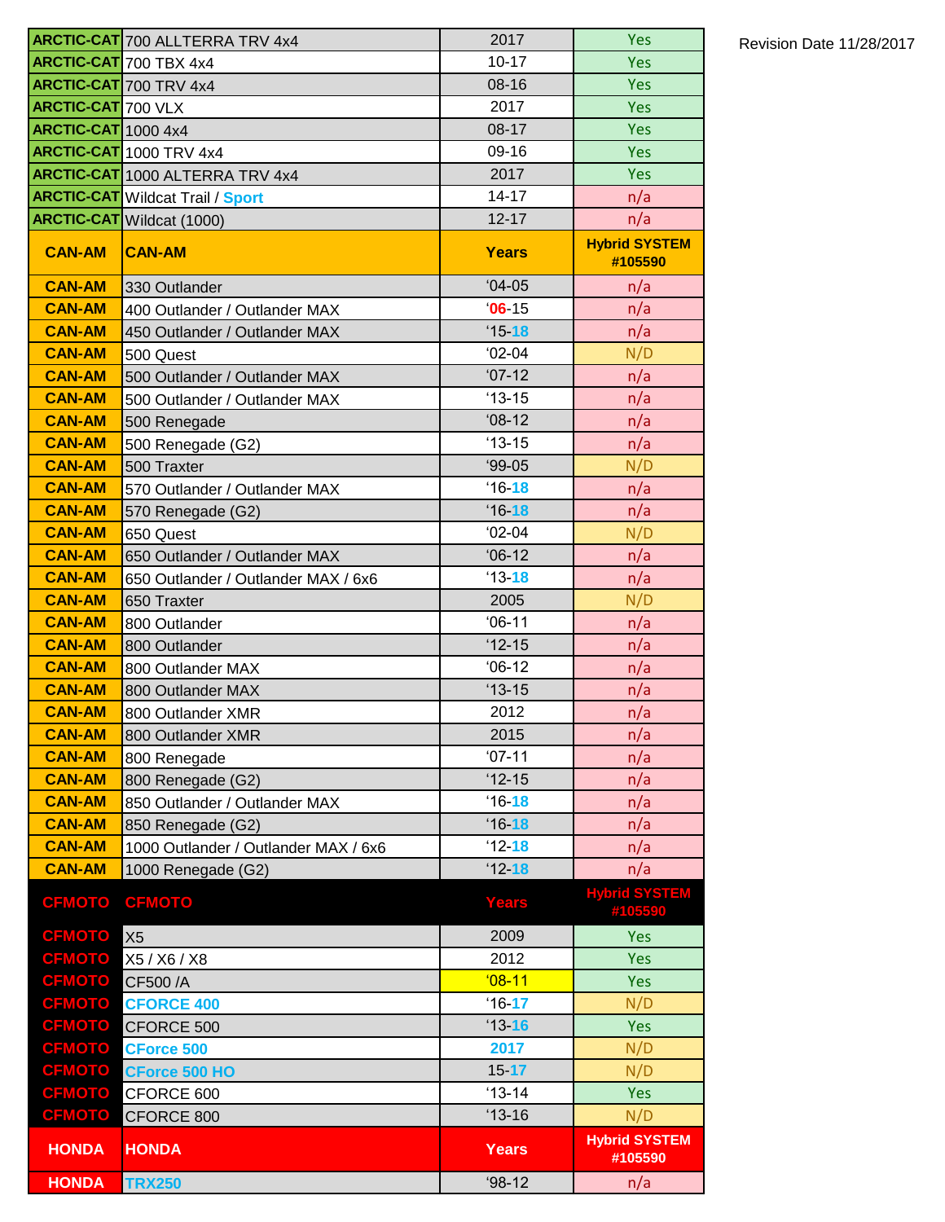Revision Date 11/28/2017

| | | | |
|---|---|---|---|
| ARCTIC-CAT | 700 ALLTERRA TRV 4x4 | 2017 | Yes |
| ARCTIC-CAT | 700 TBX 4x4 | 10-17 | Yes |
| ARCTIC-CAT | 700 TRV 4x4 | 08-16 | Yes |
| ARCTIC-CAT | 700 VLX | 2017 | Yes |
| ARCTIC-CAT | 1000 4x4 | 08-17 | Yes |
| ARCTIC-CAT | 1000 TRV 4x4 | 09-16 | Yes |
| ARCTIC-CAT | 1000 ALTERRA TRV 4x4 | 2017 | Yes |
| ARCTIC-CAT | Wildcat Trail / Sport | 14-17 | n/a |
| ARCTIC-CAT | Wildcat (1000) | 12-17 | n/a |
| **CAN-AM** | **CAN-AM** | **Years** | **Hybrid SYSTEM #105590** |
| CAN-AM | 330 Outlander | '04-05 | n/a |
| CAN-AM | 400 Outlander / Outlander MAX | '06-15 | n/a |
| CAN-AM | 450 Outlander / Outlander MAX | '15-18 | n/a |
| CAN-AM | 500 Quest | '02-04 | N/D |
| CAN-AM | 500 Outlander / Outlander MAX | '07-12 | n/a |
| CAN-AM | 500 Outlander / Outlander MAX | '13-15 | n/a |
| CAN-AM | 500 Renegade | '08-12 | n/a |
| CAN-AM | 500 Renegade (G2) | '13-15 | n/a |
| CAN-AM | 500 Traxter | '99-05 | N/D |
| CAN-AM | 570 Outlander / Outlander MAX | '16-18 | n/a |
| CAN-AM | 570 Renegade (G2) | '16-18 | n/a |
| CAN-AM | 650 Quest | '02-04 | N/D |
| CAN-AM | 650 Outlander / Outlander MAX | '06-12 | n/a |
| CAN-AM | 650 Outlander / Outlander MAX / 6x6 | '13-18 | n/a |
| CAN-AM | 650 Traxter | 2005 | N/D |
| CAN-AM | 800 Outlander | '06-11 | n/a |
| CAN-AM | 800 Outlander | '12-15 | n/a |
| CAN-AM | 800 Outlander MAX | '06-12 | n/a |
| CAN-AM | 800 Outlander MAX | '13-15 | n/a |
| CAN-AM | 800 Outlander XMR | 2012 | n/a |
| CAN-AM | 800 Outlander XMR | 2015 | n/a |
| CAN-AM | 800 Renegade | '07-11 | n/a |
| CAN-AM | 800 Renegade (G2) | '12-15 | n/a |
| CAN-AM | 850 Outlander / Outlander MAX | '16-18 | n/a |
| CAN-AM | 850 Renegade (G2) | '16-18 | n/a |
| CAN-AM | 1000 Outlander / Outlander MAX / 6x6 | '12-18 | n/a |
| CAN-AM | 1000 Renegade (G2) | '12-18 | n/a |
| **CFMOTO** | **CFMOTO** | **Years** | **Hybrid SYSTEM #105590** |
| CFMOTO | X5 | 2009 | Yes |
| CFMOTO | X5 / X6 / X8 | 2012 | Yes |
| CFMOTO | CF500 /A | '08-11 | Yes |
| CFMOTO | CFORCE 400 | '16-17 | N/D |
| CFMOTO | CFORCE 500 | '13-16 | Yes |
| CFMOTO | CForce 500 | 2017 | N/D |
| CFMOTO | CForce 500 HO | 15-17 | N/D |
| CFMOTO | CFORCE 600 | '13-14 | Yes |
| CFMOTO | CFORCE 800 | '13-16 | N/D |
| **HONDA** | **HONDA** | **Years** | **Hybrid SYSTEM #105590** |
| HONDA | TRX250 | '98-12 | n/a |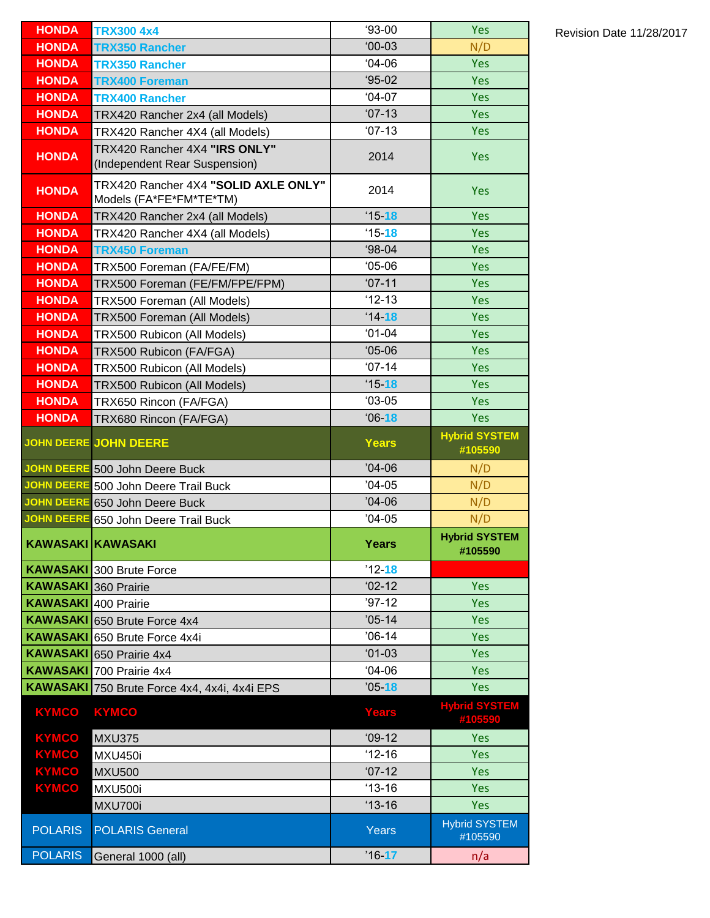Revision Date 11/28/2017

| | | | |
|---|---|---|---|
| HONDA | TRX300 4x4 | ‘93-00 | Yes |
| HONDA | TRX350 Rancher | ‘00-03 | N/D |
| HONDA | TRX350 Rancher | ‘04-06 | Yes |
| HONDA | TRX400 Foreman | ‘95-02 | Yes |
| HONDA | TRX400 Rancher | ‘04-07 | Yes |
| HONDA | TRX420 Rancher 2x4 (all Models) | ‘07-13 | Yes |
| HONDA | TRX420 Rancher 4X4 (all Models) | ‘07-13 | Yes |
| HONDA | TRX420 Rancher 4X4 **"IRS ONLY"** (Independent Rear Suspension) | 2014 | Yes |
| HONDA | TRX420 Rancher 4X4 **"SOLID AXLE ONLY"** Models (FA*FE*FM*TE*TM) | 2014 | Yes |
| HONDA | TRX420 Rancher 2x4 (all Models) | ‘15-18 | Yes |
| HONDA | TRX420 Rancher 4X4 (all Models) | ‘15-18 | Yes |
| HONDA | TRX450 Foreman | ‘98-04 | Yes |
| HONDA | TRX500 Foreman (FA/FE/FM) | ‘05-06 | Yes |
| HONDA | TRX500 Foreman (FE/FM/FPE/FPM) | ‘07-11 | Yes |
| HONDA | TRX500 Foreman (All Models) | ‘12-13 | Yes |
| HONDA | TRX500 Foreman (All Models) | ‘14-18 | Yes |
| HONDA | TRX500 Rubicon (All Models) | ‘01-04 | Yes |
| HONDA | TRX500 Rubicon (FA/FGA) | ‘05-06 | Yes |
| HONDA | TRX500 Rubicon (All Models) | ‘07-14 | Yes |
| HONDA | TRX500 Rubicon (All Models) | ‘15-18 | Yes |
| HONDA | TRX650 Rincon (FA/FGA) | ‘03-05 | Yes |
| HONDA | TRX680 Rincon (FA/FGA) | ‘06-18 | Yes |
| **JOHN DEERE** | **JOHN DEERE** | **Years** | **Hybrid SYSTEM #105590** |
| JOHN DEERE | 500 John Deere Buck | ‘04-06 | N/D |
| JOHN DEERE | 500 John Deere Trail Buck | ‘04-05 | N/D |
| JOHN DEERE | 650 John Deere Buck | ‘04-06 | N/D |
| JOHN DEERE | 650 John Deere Trail Buck | ‘04-05 | N/D |
| **KAWASAKI** | **KAWASAKI** | **Years** | **Hybrid SYSTEM #105590** |
| KAWASAKI | 300 Brute Force | ‘12-18 | |
| KAWASAKI | 360 Prairie | ‘02-12 | Yes |
| KAWASAKI | 400 Prairie | ‘97-12 | Yes |
| KAWASAKI | 650 Brute Force 4x4 | ‘05-14 | Yes |
| KAWASAKI | 650 Brute Force 4x4i | ‘06-14 | Yes |
| KAWASAKI | 650 Prairie 4x4 | ‘01-03 | Yes |
| KAWASAKI | 700 Prairie 4x4 | ‘04-06 | Yes |
| KAWASAKI | 750 Brute Force 4x4, 4x4i, 4x4i EPS | ‘05-18 | Yes |
| **KYMCO** | **KYMCO** | **Years** | **Hybrid SYSTEM #105590** |
| KYMCO | MXU375 | ‘09-12 | Yes |
| KYMCO | MXU450i | ‘12-16 | Yes |
| KYMCO | MXU500 | ‘07-12 | Yes |
| KYMCO | MXU500i | ‘13-16 | Yes |
| | MXU700i | ‘13-16 | Yes |
| POLARIS | POLARIS General | Years | Hybrid SYSTEM #105590 |
| POLARIS | General 1000 (all) | ‘16-17 | n/a |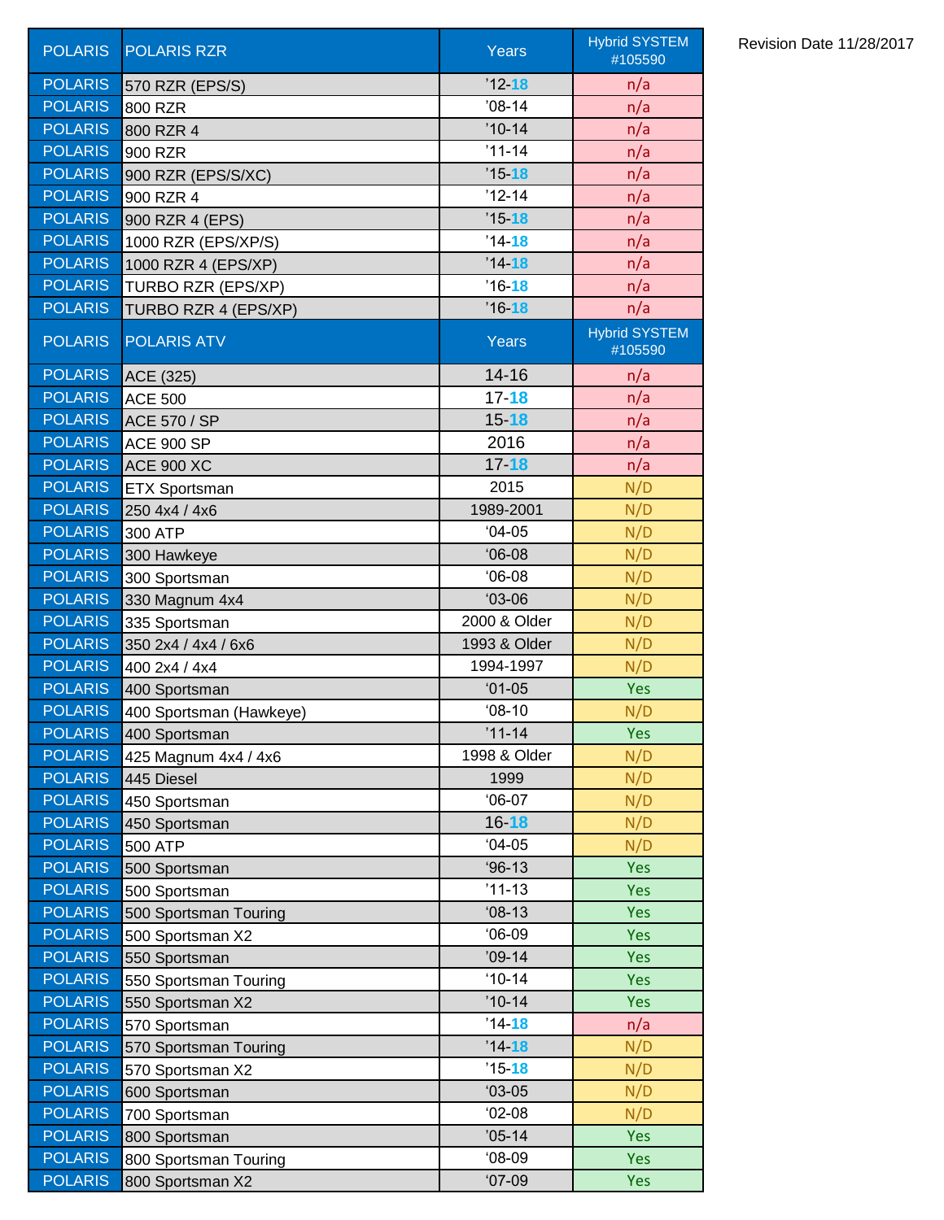Revision Date 11/28/2017

| POLARIS | POLARIS RZR | Years | Hybrid SYSTEM #105590 |
|---|---|---|---|
| POLARIS | 570 RZR (EPS/S) | '12-18 | n/a |
| POLARIS | 800 RZR | '08-14 | n/a |
| POLARIS | 800 RZR 4 | '10-14 | n/a |
| POLARIS | 900 RZR | '11-14 | n/a |
| POLARIS | 900 RZR (EPS/S/XC) | '15-18 | n/a |
| POLARIS | 900 RZR 4 | '12-14 | n/a |
| POLARIS | 900 RZR 4 (EPS) | '15-18 | n/a |
| POLARIS | 1000 RZR (EPS/XP/S) | '14-18 | n/a |
| POLARIS | 1000 RZR 4 (EPS/XP) | '14-18 | n/a |
| POLARIS | TURBO RZR (EPS/XP) | '16-18 | n/a |
| POLARIS | TURBO RZR 4 (EPS/XP) | '16-18 | n/a |
| POLARIS | POLARIS ATV | Years | Hybrid SYSTEM #105590 |
| POLARIS | ACE (325) | 14-16 | n/a |
| POLARIS | ACE 500 | 17-18 | n/a |
| POLARIS | ACE 570 / SP | 15-18 | n/a |
| POLARIS | ACE 900 SP | 2016 | n/a |
| POLARIS | ACE 900 XC | 17-18 | n/a |
| POLARIS | ETX Sportsman | 2015 | N/D |
| POLARIS | 250 4x4 / 4x6 | 1989-2001 | N/D |
| POLARIS | 300 ATP | '04-05 | N/D |
| POLARIS | 300 Hawkeye | '06-08 | N/D |
| POLARIS | 300 Sportsman | '06-08 | N/D |
| POLARIS | 330 Magnum 4x4 | '03-06 | N/D |
| POLARIS | 335 Sportsman | 2000 & Older | N/D |
| POLARIS | 350 2x4 / 4x4 / 6x6 | 1993 & Older | N/D |
| POLARIS | 400 2x4 / 4x4 | 1994-1997 | N/D |
| POLARIS | 400 Sportsman | '01-05 | Yes |
| POLARIS | 400 Sportsman (Hawkeye) | '08-10 | N/D |
| POLARIS | 400 Sportsman | '11-14 | Yes |
| POLARIS | 425 Magnum 4x4 / 4x6 | 1998 & Older | N/D |
| POLARIS | 445 Diesel | 1999 | N/D |
| POLARIS | 450 Sportsman | '06-07 | N/D |
| POLARIS | 450 Sportsman | 16-18 | N/D |
| POLARIS | 500 ATP | '04-05 | N/D |
| POLARIS | 500 Sportsman | '96-13 | Yes |
| POLARIS | 500 Sportsman | '11-13 | Yes |
| POLARIS | 500 Sportsman Touring | '08-13 | Yes |
| POLARIS | 500 Sportsman X2 | '06-09 | Yes |
| POLARIS | 550 Sportsman | '09-14 | Yes |
| POLARIS | 550 Sportsman Touring | '10-14 | Yes |
| POLARIS | 550 Sportsman X2 | '10-14 | Yes |
| POLARIS | 570 Sportsman | '14-18 | n/a |
| POLARIS | 570 Sportsman Touring | '14-18 | N/D |
| POLARIS | 570 Sportsman X2 | '15-18 | N/D |
| POLARIS | 600 Sportsman | '03-05 | N/D |
| POLARIS | 700 Sportsman | '02-08 | N/D |
| POLARIS | 800 Sportsman | '05-14 | Yes |
| POLARIS | 800 Sportsman Touring | '08-09 | Yes |
| POLARIS | 800 Sportsman X2 | '07-09 | Yes |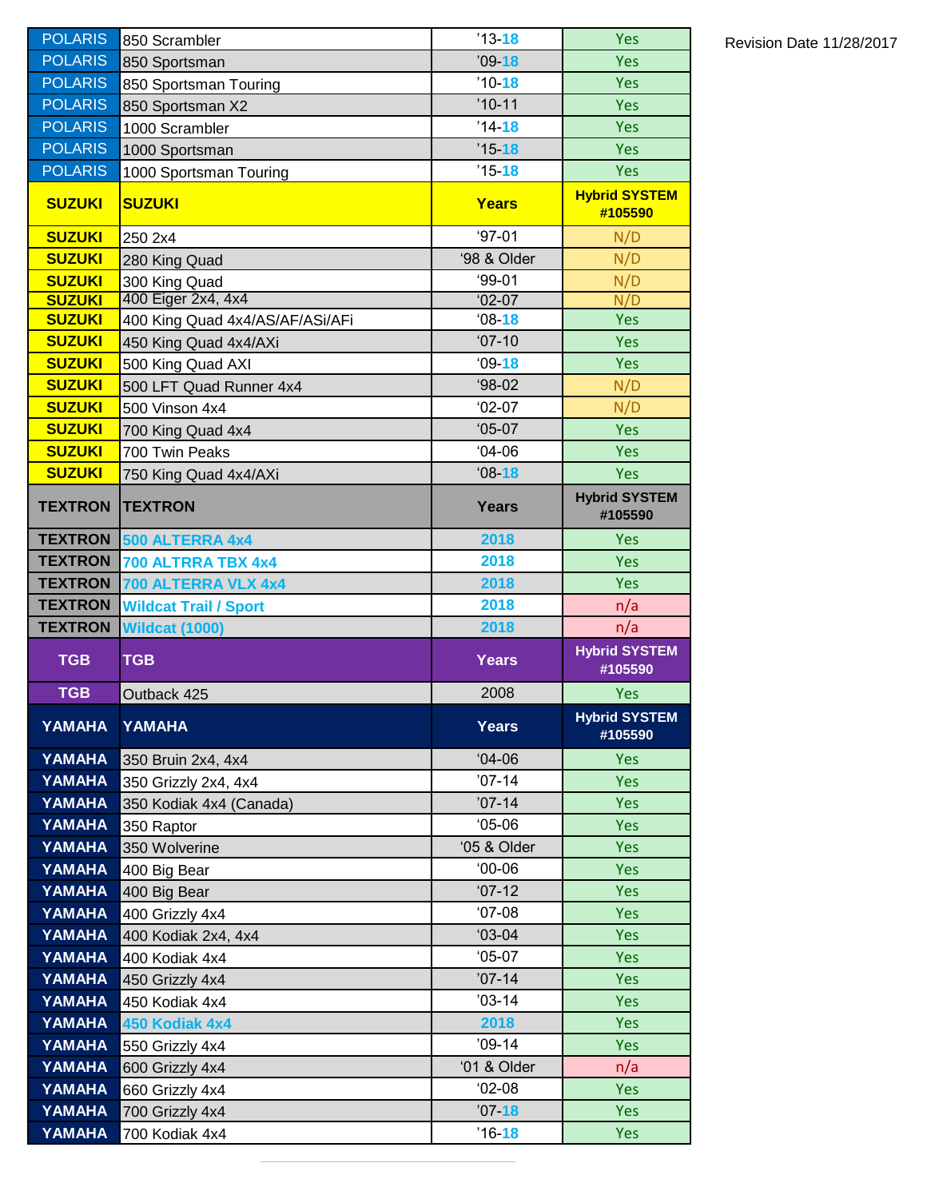Revision Date 11/28/2017

| | | | |
|---|---|---|---|
| POLARIS | 850 Scrambler | '13-18 | Yes |
| POLARIS | 850 Sportsman | '09-18 | Yes |
| POLARIS | 850 Sportsman Touring | '10-18 | Yes |
| POLARIS | 850 Sportsman X2 | '10-11 | Yes |
| POLARIS | 1000 Scrambler | '14-18 | Yes |
| POLARIS | 1000 Sportsman | '15-18 | Yes |
| POLARIS | 1000 Sportsman Touring | '15-18 | Yes |
| **SUZUKI** | **SUZUKI** | **Years** | **Hybrid SYSTEM #105590** |
| SUZUKI | 250 2x4 | '97-01 | N/D |
| SUZUKI | 280 King Quad | '98 & Older | N/D |
| SUZUKI | 300 King Quad | '99-01 | N/D |
| SUZUKI | 400 Eiger 2x4, 4x4 | '02-07 | N/D |
| SUZUKI | 400 King Quad 4x4/AS/AF/ASi/AFi | '08-18 | Yes |
| SUZUKI | 450 King Quad 4x4/AXi | '07-10 | Yes |
| SUZUKI | 500 King Quad AXI | '09-18 | Yes |
| SUZUKI | 500 LFT Quad Runner 4x4 | '98-02 | N/D |
| SUZUKI | 500 Vinson 4x4 | '02-07 | N/D |
| SUZUKI | 700 King Quad 4x4 | '05-07 | Yes |
| SUZUKI | 700 Twin Peaks | '04-06 | Yes |
| SUZUKI | 750 King Quad 4x4/AXi | '08-18 | Yes |
| **TEXTRON** | **TEXTRON** | **Years** | **Hybrid SYSTEM #105590** |
| TEXTRON | **500 ALTERRA 4x4** | **2018** | Yes |
| TEXTRON | **700 ALTRRA TBX 4x4** | **2018** | Yes |
| TEXTRON | **700 ALTERRA VLX 4x4** | **2018** | Yes |
| TEXTRON | **Wildcat Trail / Sport** | **2018** | n/a |
| TEXTRON | **Wildcat (1000)** | **2018** | n/a |
| **TGB** | **TGB** | **Years** | **Hybrid SYSTEM #105590** |
| TGB | Outback 425 | 2008 | Yes |
| **YAMAHA** | **YAMAHA** | **Years** | **Hybrid SYSTEM #105590** |
| YAMAHA | 350 Bruin 2x4, 4x4 | '04-06 | Yes |
| YAMAHA | 350 Grizzly 2x4, 4x4 | '07-14 | Yes |
| YAMAHA | 350 Kodiak 4x4 (Canada) | '07-14 | Yes |
| YAMAHA | 350 Raptor | '05-06 | Yes |
| YAMAHA | 350 Wolverine | '05 & Older | Yes |
| YAMAHA | 400 Big Bear | '00-06 | Yes |
| YAMAHA | 400 Big Bear | '07-12 | Yes |
| YAMAHA | 400 Grizzly 4x4 | '07-08 | Yes |
| YAMAHA | 400 Kodiak 2x4, 4x4 | '03-04 | Yes |
| YAMAHA | 400 Kodiak 4x4 | '05-07 | Yes |
| YAMAHA | 450 Grizzly 4x4 | '07-14 | Yes |
| YAMAHA | 450 Kodiak 4x4 | '03-14 | Yes |
| YAMAHA | **450 Kodiak 4x4** | **2018** | Yes |
| YAMAHA | 550 Grizzly 4x4 | '09-14 | Yes |
| YAMAHA | 600 Grizzly 4x4 | '01 & Older | n/a |
| YAMAHA | 660 Grizzly 4x4 | '02-08 | Yes |
| YAMAHA | 700 Grizzly 4x4 | '07-18 | Yes |
| YAMAHA | 700 Kodiak 4x4 | '16-18 | Yes |